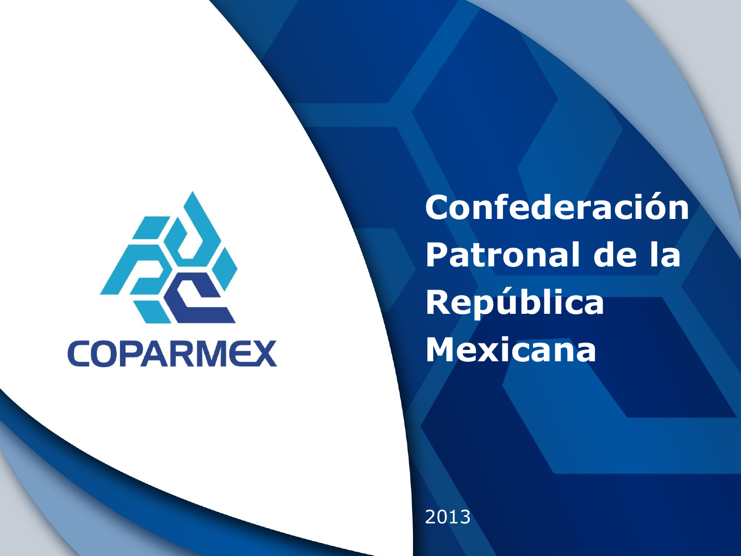COPARMEX

# Confederación Patronal de la República Mexicana

2013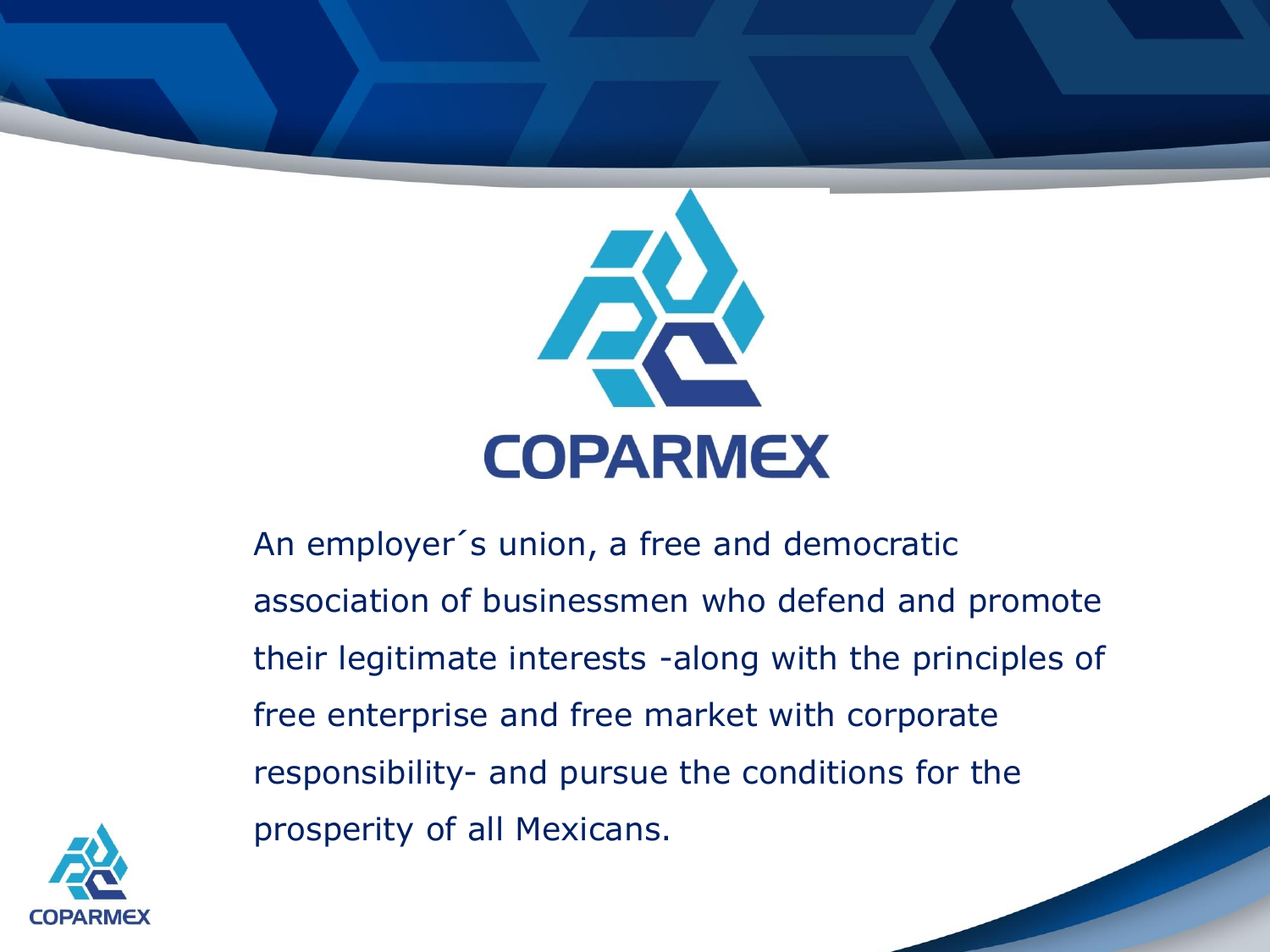# COPARMEX

An employer´s union, a free and democratic association of businessmen who defend and promote their legitimate interests -along with the principles of free enterprise and free market with corporate responsibility- and pursue the conditions for the prosperity of all Mexicans.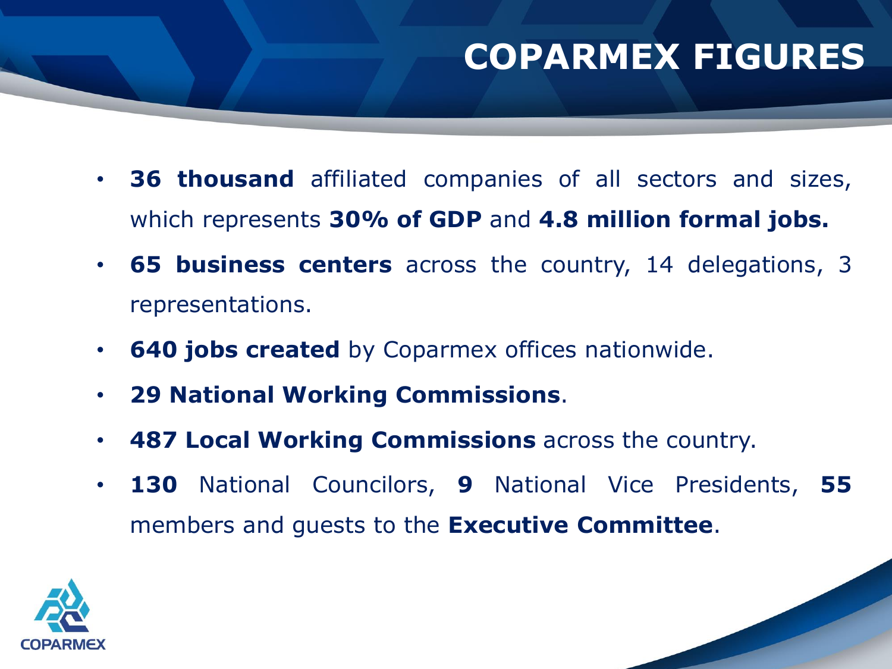# COPARMEX FIGURES

- **36 thousand** affiliated companies of all sectors and sizes, which represents **30% of GDP** and **4.8 million formal jobs.**
- **65 business centers** across the country, 14 delegations, 3 representations.
- **640 jobs created** by Coparmex offices nationwide.
- **29 National Working Commissions**.
- **487 Local Working Commissions** across the country.
- **130** National Councilors, **9** National Vice Presidents, **55** members and guests to the **Executive Committee**.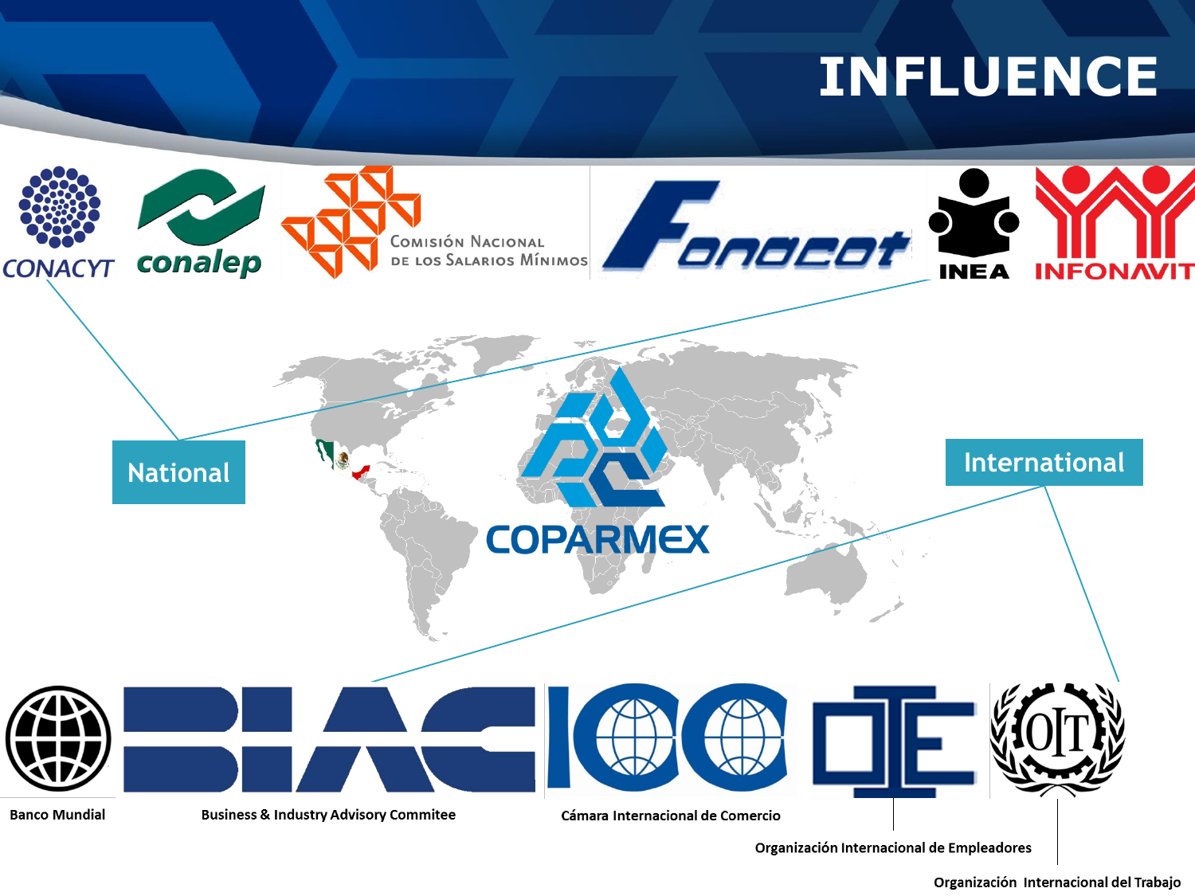# INFLUENCE

CONACYT

conalep

Comisión Nacional de los Salarios Mínimos

Fonacot

INEA

INFONAVIT

National

COPARMEX

International

Banco Mundial

Business & Industry Advisory Commitee

Cámara Internacional de Comercio

Organización Internacional de Empleadores

Organización Internacional del Trabajo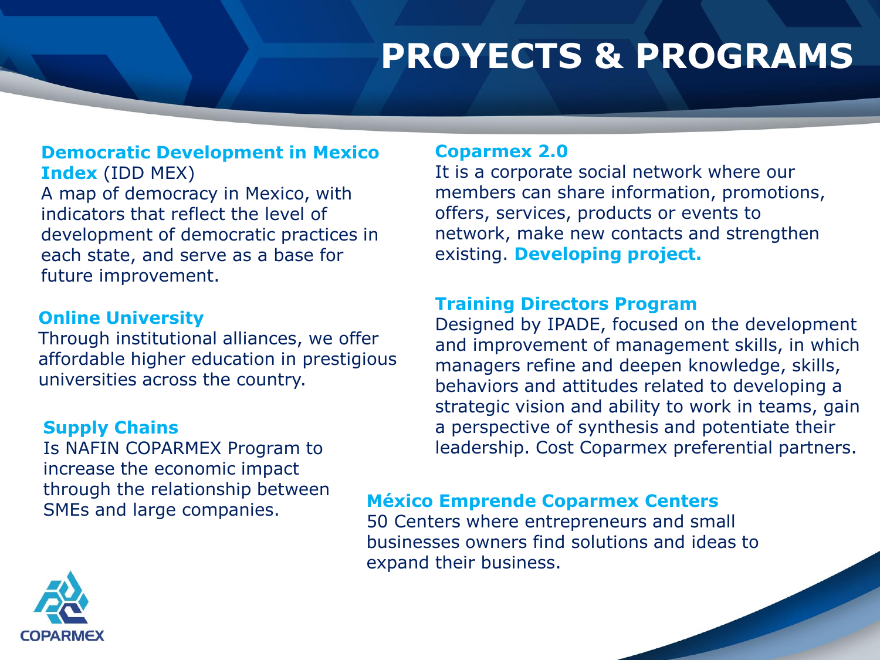# PROYECTS & PROGRAMS

**Democratic Development in Mexico Index** (IDD MEX)
A map of democracy in Mexico, with indicators that reflect the level of development of democratic practices in each state, and serve as a base for future improvement.

**Online University**
Through institutional alliances, we offer affordable higher education in prestigious universities across the country.

**Supply Chains**
Is NAFIN COPARMEX Program to increase the economic impact through the relationship between SMEs and large companies.

**Coparmex 2.0**
It is a corporate social network where our members can share information, promotions, offers, services, products or events to network, make new contacts and strengthen existing. **Developing project.**

**Training Directors Program**
Designed by IPADE, focused on the development and improvement of management skills, in which managers refine and deepen knowledge, skills, behaviors and attitudes related to developing a strategic vision and ability to work in teams, gain a perspective of synthesis and potentiate their leadership. Cost Coparmex preferential partners.

**México Emprende Coparmex Centers**
50 Centers where entrepreneurs and small businesses owners find solutions and ideas to expand their business.

COPARMEX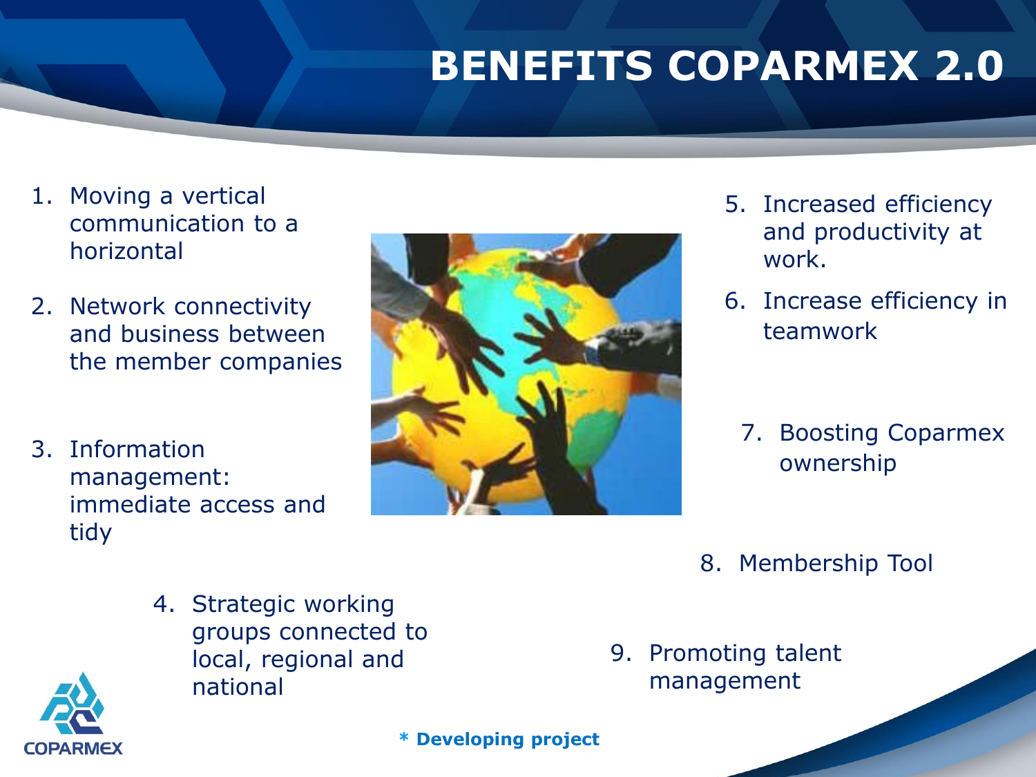# BENEFITS COPARMEX 2.0

1. Moving a vertical communication to a horizontal
2. Network connectivity and business between the member companies
3. Information management: immediate access and tidy
4. Strategic working groups connected to local, regional and national
5. Increased efficiency and productivity at work.
6. Increase efficiency in teamwork
7. Boosting Coparmex ownership
8. Membership Tool
9. Promoting talent management

**\* Developing project**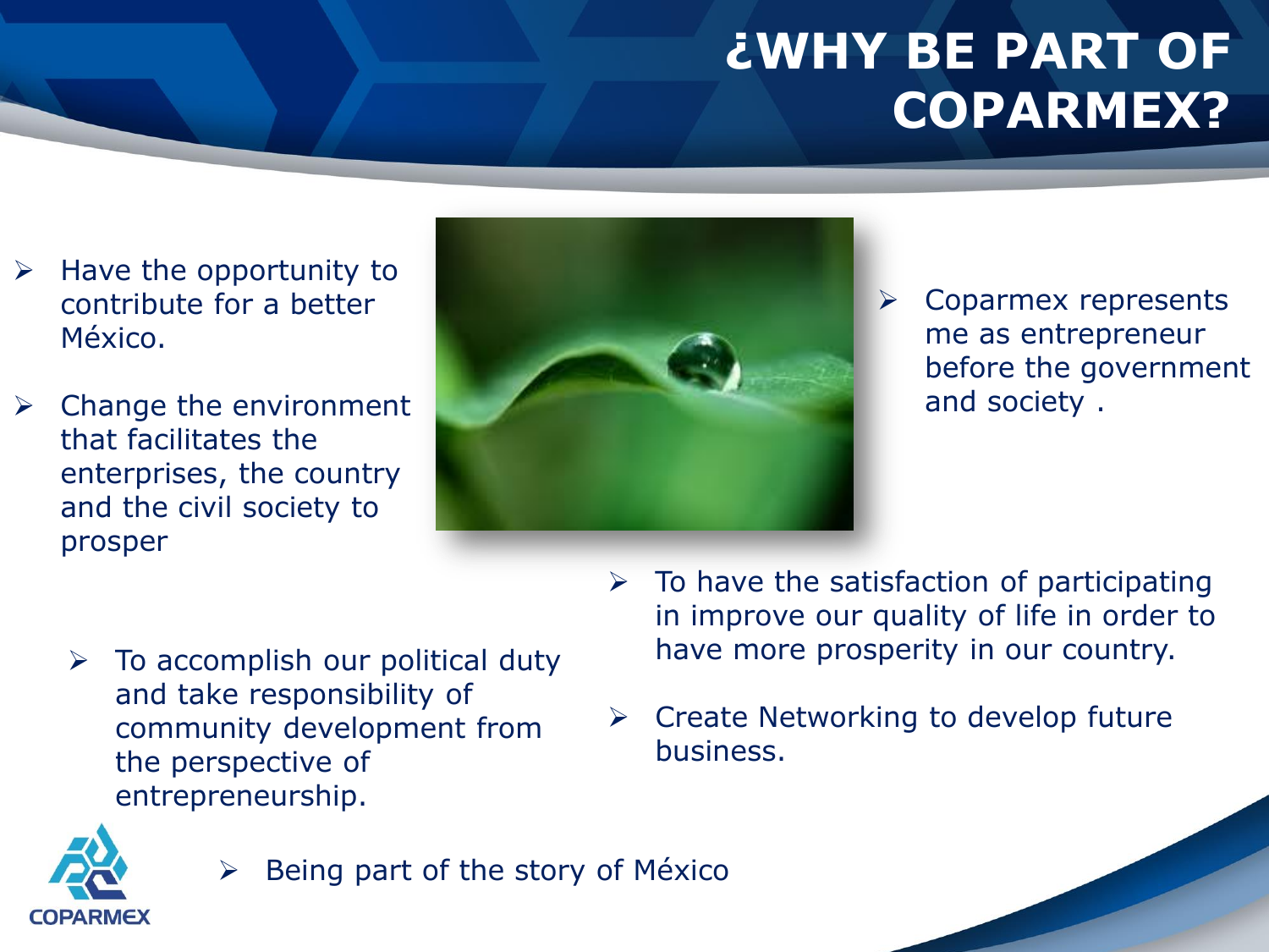# ¿WHY BE PART OF COPARMEX?

- Have the opportunity to contribute for a better México.
- Change the environment that facilitates the enterprises, the country and the civil society to prosper
- Coparmex represents me as entrepreneur before the government and society .
- To accomplish our political duty and take responsibility of community development from the perspective of entrepreneurship.
- To have the satisfaction of participating in improve our quality of life in order to have more prosperity in our country.
- Create Networking to develop future business.
- Being part of the story of México

COPARMEX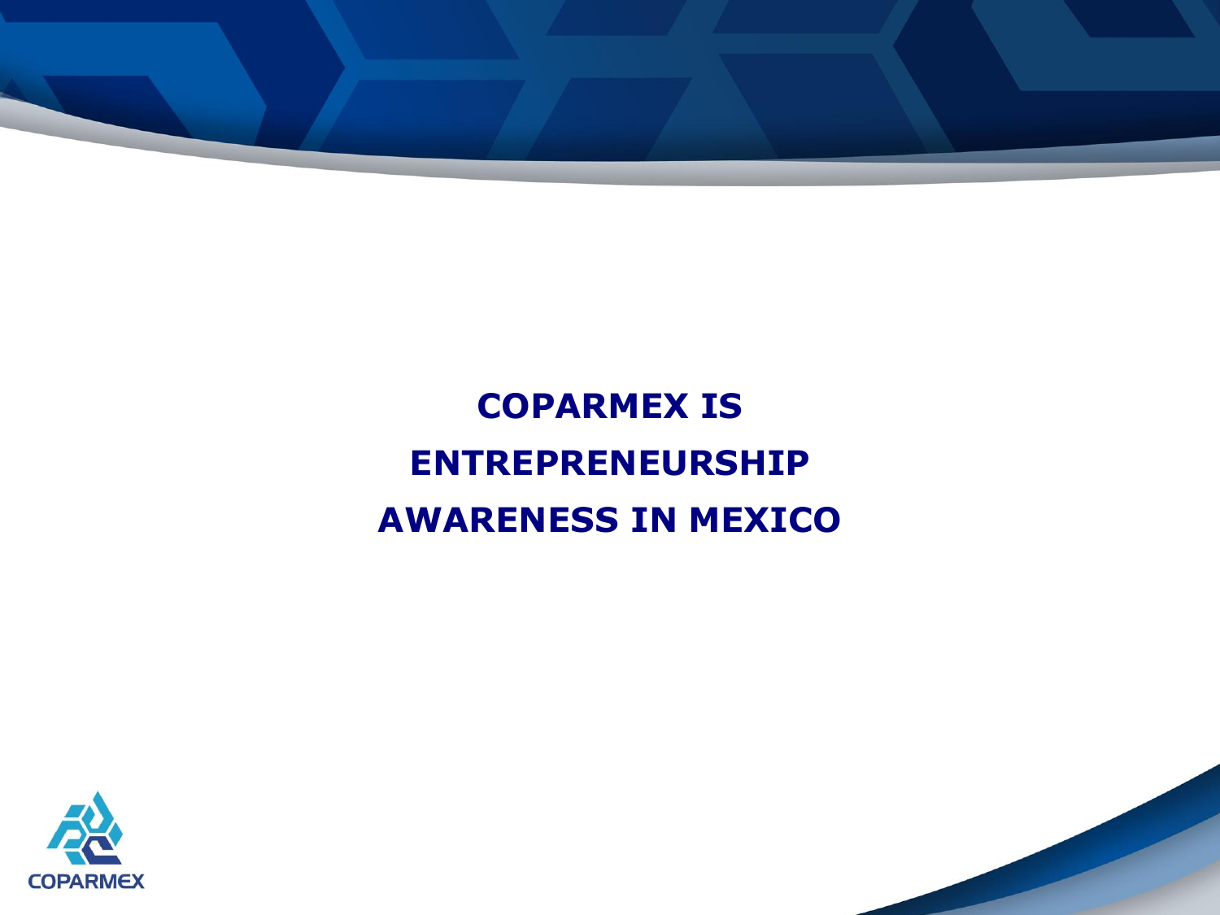**COPARMEX IS ENTREPRENEURSHIP AWARENESS IN MEXICO**

COPARMEX